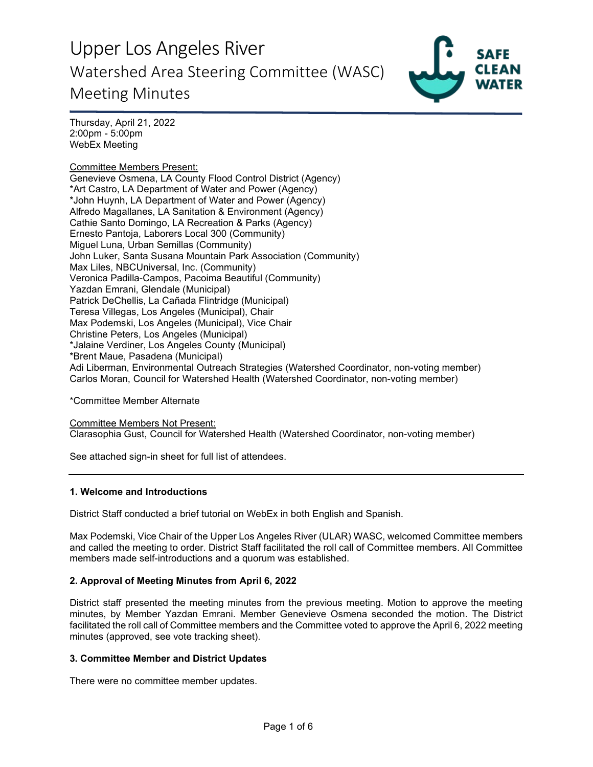# Upper Los Angeles River

## Watershed Area Steering Committee (WASC)

## Meeting Minutes

Thursday, April 21, 2022
2:00pm - 5:00pm
WebEx Meeting

Committee Members Present:
Genevieve Osmena, LA County Flood Control District (Agency)
*Art Castro, LA Department of Water and Power (Agency)
*John Huynh, LA Department of Water and Power (Agency)
Alfredo Magallanes, LA Sanitation & Environment (Agency)
Cathie Santo Domingo, LA Recreation & Parks (Agency)
Ernesto Pantoja, Laborers Local 300 (Community)
Miguel Luna, Urban Semillas (Community)
John Luker, Santa Susana Mountain Park Association (Community)
Max Liles, NBCUniversal, Inc. (Community)
Veronica Padilla-Campos, Pacoima Beautiful (Community)
Yazdan Emrani, Glendale (Municipal)
Patrick DeChellis, La Cañada Flintridge (Municipal)
Teresa Villegas, Los Angeles (Municipal), Chair
Max Podemski, Los Angeles (Municipal), Vice Chair
Christine Peters, Los Angeles (Municipal)
*Jalaine Verdiner, Los Angeles County (Municipal)
*Brent Maue, Pasadena (Municipal)
Adi Liberman, Environmental Outreach Strategies (Watershed Coordinator, non-voting member)
Carlos Moran, Council for Watershed Health (Watershed Coordinator, non-voting member)

*Committee Member Alternate

Committee Members Not Present:
Clarasophia Gust, Council for Watershed Health (Watershed Coordinator, non-voting member)

See attached sign-in sheet for full list of attendees.

---

### 1. Welcome and Introductions

District Staff conducted a brief tutorial on WebEx in both English and Spanish.

Max Podemski, Vice Chair of the Upper Los Angeles River (ULAR) WASC, welcomed Committee members and called the meeting to order. District Staff facilitated the roll call of Committee members. All Committee members made self-introductions and a quorum was established.

### 2. Approval of Meeting Minutes from April 6, 2022

District staff presented the meeting minutes from the previous meeting. Motion to approve the meeting minutes, by Member Yazdan Emrani. Member Genevieve Osmena seconded the motion. The District facilitated the roll call of Committee members and the Committee voted to approve the April 6, 2022 meeting minutes (approved, see vote tracking sheet).

### 3. Committee Member and District Updates

There were no committee member updates.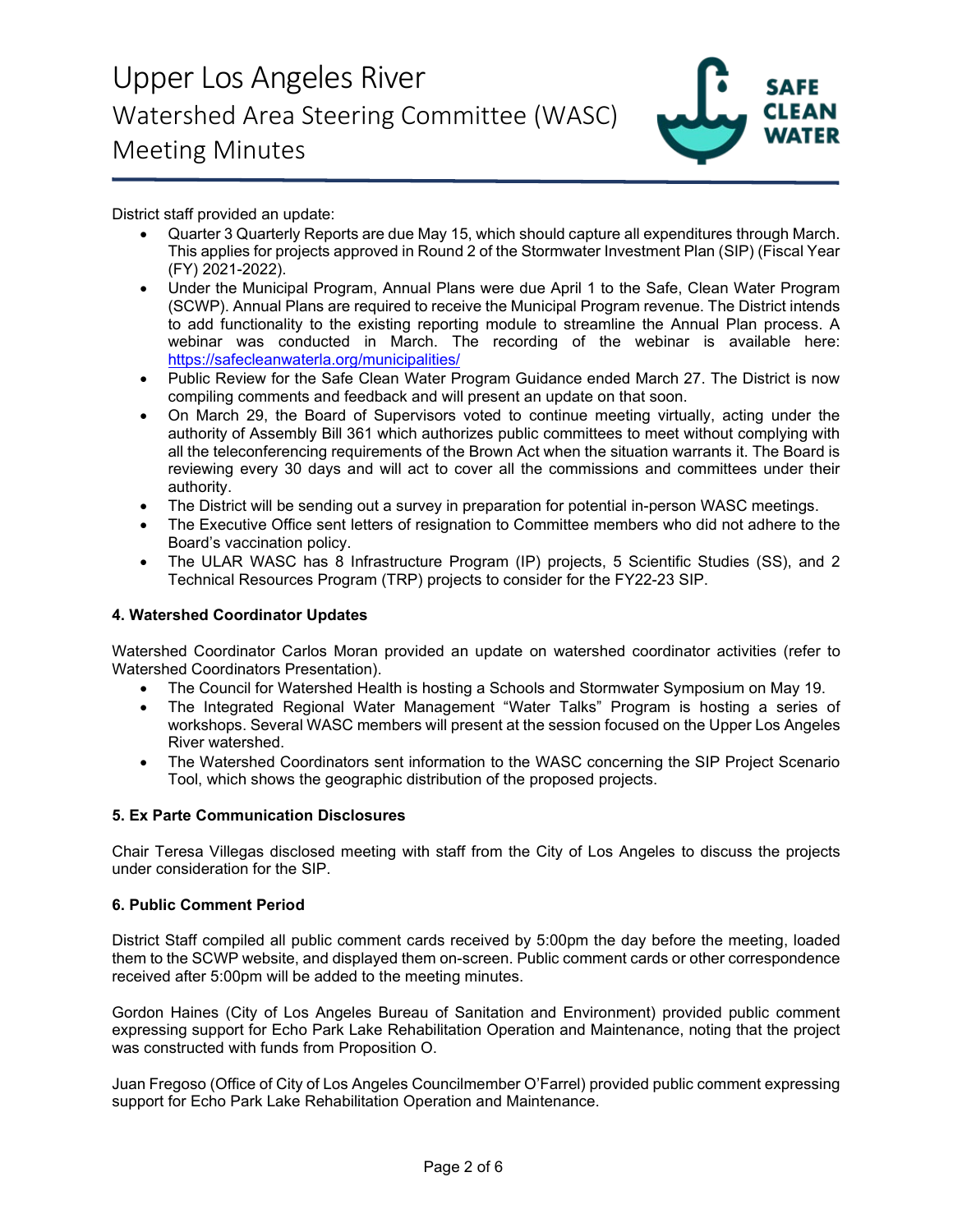District staff provided an update:

- Quarter 3 Quarterly Reports are due May 15, which should capture all expenditures through March. This applies for projects approved in Round 2 of the Stormwater Investment Plan (SIP) (Fiscal Year (FY) 2021-2022).
- Under the Municipal Program, Annual Plans were due April 1 to the Safe, Clean Water Program (SCWP). Annual Plans are required to receive the Municipal Program revenue. The District intends to add functionality to the existing reporting module to streamline the Annual Plan process. A webinar was conducted in March. The recording of the webinar is available here: https://safecleanwaterla.org/municipalities/
- Public Review for the Safe Clean Water Program Guidance ended March 27. The District is now compiling comments and feedback and will present an update on that soon.
- On March 29, the Board of Supervisors voted to continue meeting virtually, acting under the authority of Assembly Bill 361 which authorizes public committees to meet without complying with all the teleconferencing requirements of the Brown Act when the situation warrants it. The Board is reviewing every 30 days and will act to cover all the commissions and committees under their authority.
- The District will be sending out a survey in preparation for potential in-person WASC meetings.
- The Executive Office sent letters of resignation to Committee members who did not adhere to the Board's vaccination policy.
- The ULAR WASC has 8 Infrastructure Program (IP) projects, 5 Scientific Studies (SS), and 2 Technical Resources Program (TRP) projects to consider for the FY22-23 SIP.

**4. Watershed Coordinator Updates**

Watershed Coordinator Carlos Moran provided an update on watershed coordinator activities (refer to Watershed Coordinators Presentation).

- The Council for Watershed Health is hosting a Schools and Stormwater Symposium on May 19.
- The Integrated Regional Water Management "Water Talks" Program is hosting a series of workshops. Several WASC members will present at the session focused on the Upper Los Angeles River watershed.
- The Watershed Coordinators sent information to the WASC concerning the SIP Project Scenario Tool, which shows the geographic distribution of the proposed projects.

**5. Ex Parte Communication Disclosures**

Chair Teresa Villegas disclosed meeting with staff from the City of Los Angeles to discuss the projects under consideration for the SIP.

**6. Public Comment Period**

District Staff compiled all public comment cards received by 5:00pm the day before the meeting, loaded them to the SCWP website, and displayed them on-screen. Public comment cards or other correspondence received after 5:00pm will be added to the meeting minutes.

Gordon Haines (City of Los Angeles Bureau of Sanitation and Environment) provided public comment expressing support for Echo Park Lake Rehabilitation Operation and Maintenance, noting that the project was constructed with funds from Proposition O.

Juan Fregoso (Office of City of Los Angeles Councilmember O'Farrel) provided public comment expressing support for Echo Park Lake Rehabilitation Operation and Maintenance.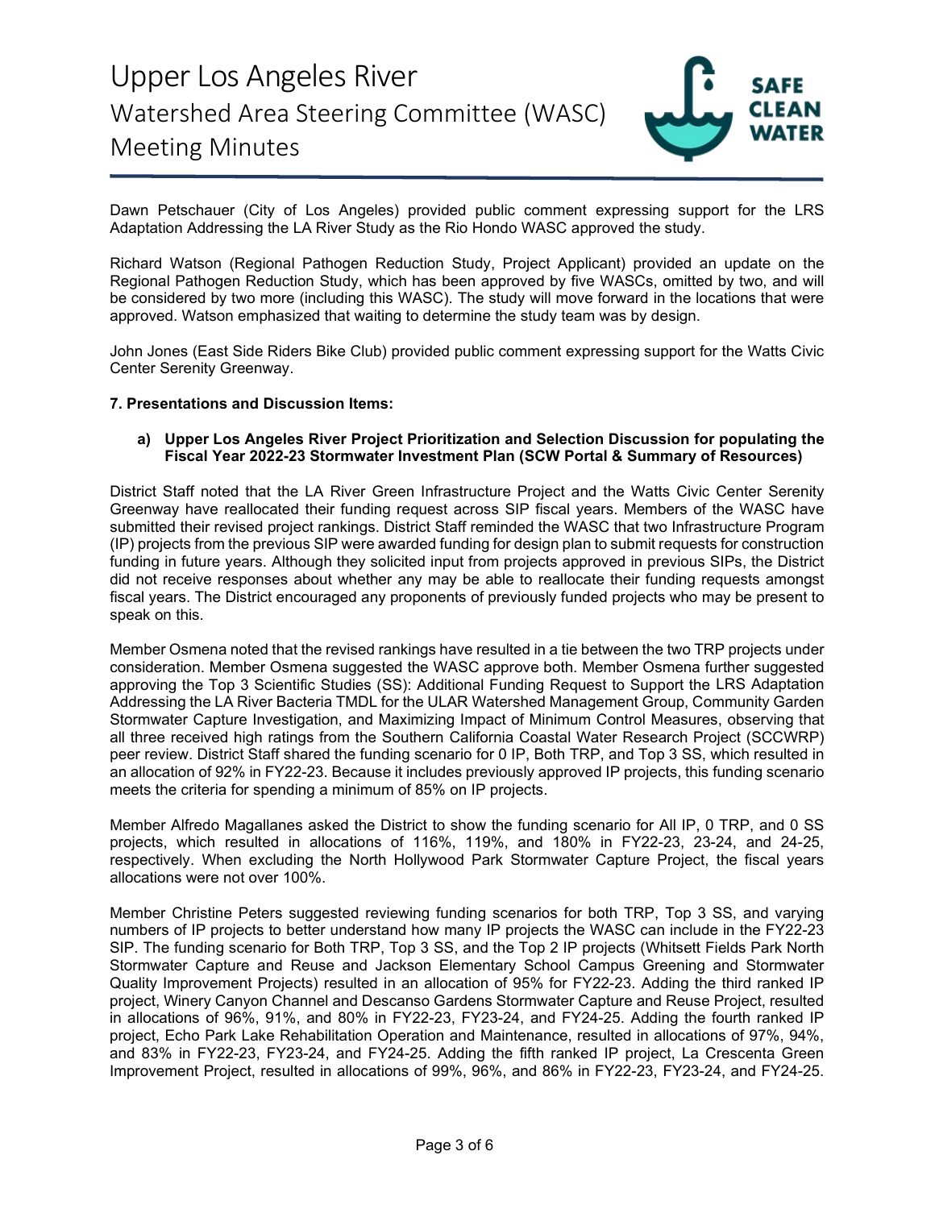Dawn Petschauer (City of Los Angeles) provided public comment expressing support for the LRS Adaptation Addressing the LA River Study as the Rio Hondo WASC approved the study.

Richard Watson (Regional Pathogen Reduction Study, Project Applicant) provided an update on the Regional Pathogen Reduction Study, which has been approved by five WASCs, omitted by two, and will be considered by two more (including this WASC). The study will move forward in the locations that were approved. Watson emphasized that waiting to determine the study team was by design.

John Jones (East Side Riders Bike Club) provided public comment expressing support for the Watts Civic Center Serenity Greenway.

**7. Presentations and Discussion Items:**

**a) Upper Los Angeles River Project Prioritization and Selection Discussion for populating the Fiscal Year 2022-23 Stormwater Investment Plan (SCW Portal & Summary of Resources)**

District Staff noted that the LA River Green Infrastructure Project and the Watts Civic Center Serenity Greenway have reallocated their funding request across SIP fiscal years. Members of the WASC have submitted their revised project rankings. District Staff reminded the WASC that two Infrastructure Program (IP) projects from the previous SIP were awarded funding for design plan to submit requests for construction funding in future years. Although they solicited input from projects approved in previous SIPs, the District did not receive responses about whether any may be able to reallocate their funding requests amongst fiscal years. The District encouraged any proponents of previously funded projects who may be present to speak on this.

Member Osmena noted that the revised rankings have resulted in a tie between the two TRP projects under consideration. Member Osmena suggested the WASC approve both. Member Osmena further suggested approving the Top 3 Scientific Studies (SS): Additional Funding Request to Support the LRS Adaptation Addressing the LA River Bacteria TMDL for the ULAR Watershed Management Group, Community Garden Stormwater Capture Investigation, and Maximizing Impact of Minimum Control Measures, observing that all three received high ratings from the Southern California Coastal Water Research Project (SCCWRP) peer review. District Staff shared the funding scenario for 0 IP, Both TRP, and Top 3 SS, which resulted in an allocation of 92% in FY22-23. Because it includes previously approved IP projects, this funding scenario meets the criteria for spending a minimum of 85% on IP projects.

Member Alfredo Magallanes asked the District to show the funding scenario for All IP, 0 TRP, and 0 SS projects, which resulted in allocations of 116%, 119%, and 180% in FY22-23, 23-24, and 24-25, respectively. When excluding the North Hollywood Park Stormwater Capture Project, the fiscal years allocations were not over 100%.

Member Christine Peters suggested reviewing funding scenarios for both TRP, Top 3 SS, and varying numbers of IP projects to better understand how many IP projects the WASC can include in the FY22-23 SIP. The funding scenario for Both TRP, Top 3 SS, and the Top 2 IP projects (Whitsett Fields Park North Stormwater Capture and Reuse and Jackson Elementary School Campus Greening and Stormwater Quality Improvement Projects) resulted in an allocation of 95% for FY22-23. Adding the third ranked IP project, Winery Canyon Channel and Descanso Gardens Stormwater Capture and Reuse Project, resulted in allocations of 96%, 91%, and 80% in FY22-23, FY23-24, and FY24-25. Adding the fourth ranked IP project, Echo Park Lake Rehabilitation Operation and Maintenance, resulted in allocations of 97%, 94%, and 83% in FY22-23, FY23-24, and FY24-25. Adding the fifth ranked IP project, La Crescenta Green Improvement Project, resulted in allocations of 99%, 96%, and 86% in FY22-23, FY23-24, and FY24-25.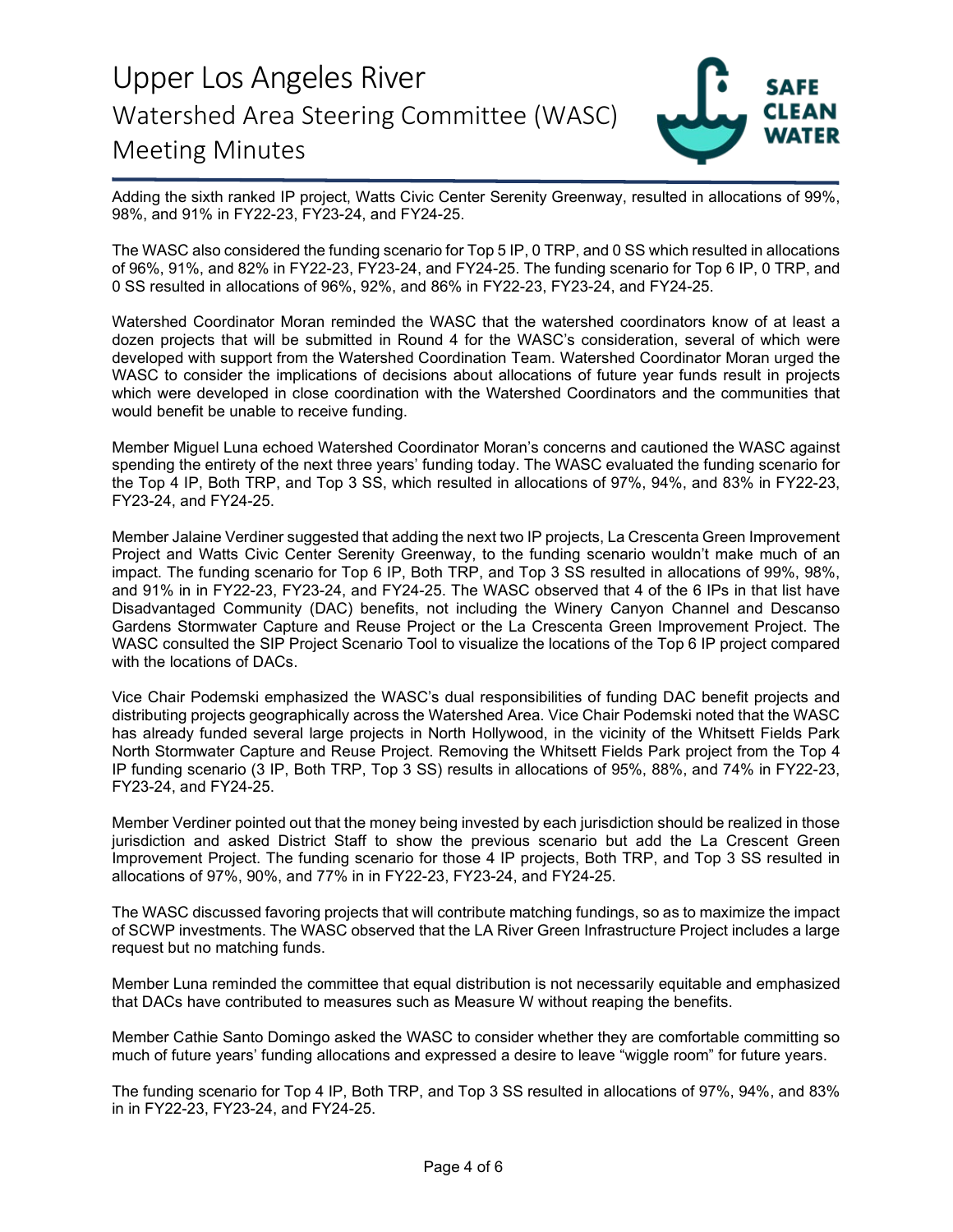Adding the sixth ranked IP project, Watts Civic Center Serenity Greenway, resulted in allocations of 99%, 98%, and 91% in FY22-23, FY23-24, and FY24-25.

The WASC also considered the funding scenario for Top 5 IP, 0 TRP, and 0 SS which resulted in allocations of 96%, 91%, and 82% in FY22-23, FY23-24, and FY24-25. The funding scenario for Top 6 IP, 0 TRP, and 0 SS resulted in allocations of 96%, 92%, and 86% in FY22-23, FY23-24, and FY24-25.

Watershed Coordinator Moran reminded the WASC that the watershed coordinators know of at least a dozen projects that will be submitted in Round 4 for the WASC's consideration, several of which were developed with support from the Watershed Coordination Team. Watershed Coordinator Moran urged the WASC to consider the implications of decisions about allocations of future year funds result in projects which were developed in close coordination with the Watershed Coordinators and the communities that would benefit be unable to receive funding.

Member Miguel Luna echoed Watershed Coordinator Moran's concerns and cautioned the WASC against spending the entirety of the next three years' funding today. The WASC evaluated the funding scenario for the Top 4 IP, Both TRP, and Top 3 SS, which resulted in allocations of 97%, 94%, and 83% in FY22-23, FY23-24, and FY24-25.

Member Jalaine Verdiner suggested that adding the next two IP projects, La Crescenta Green Improvement Project and Watts Civic Center Serenity Greenway, to the funding scenario wouldn't make much of an impact. The funding scenario for Top 6 IP, Both TRP, and Top 3 SS resulted in allocations of 99%, 98%, and 91% in in FY22-23, FY23-24, and FY24-25. The WASC observed that 4 of the 6 IPs in that list have Disadvantaged Community (DAC) benefits, not including the Winery Canyon Channel and Descanso Gardens Stormwater Capture and Reuse Project or the La Crescenta Green Improvement Project. The WASC consulted the SIP Project Scenario Tool to visualize the locations of the Top 6 IP project compared with the locations of DACs.

Vice Chair Podemski emphasized the WASC's dual responsibilities of funding DAC benefit projects and distributing projects geographically across the Watershed Area. Vice Chair Podemski noted that the WASC has already funded several large projects in North Hollywood, in the vicinity of the Whitsett Fields Park North Stormwater Capture and Reuse Project. Removing the Whitsett Fields Park project from the Top 4 IP funding scenario (3 IP, Both TRP, Top 3 SS) results in allocations of 95%, 88%, and 74% in FY22-23, FY23-24, and FY24-25.

Member Verdiner pointed out that the money being invested by each jurisdiction should be realized in those jurisdiction and asked District Staff to show the previous scenario but add the La Crescent Green Improvement Project. The funding scenario for those 4 IP projects, Both TRP, and Top 3 SS resulted in allocations of 97%, 90%, and 77% in in FY22-23, FY23-24, and FY24-25.

The WASC discussed favoring projects that will contribute matching fundings, so as to maximize the impact of SCWP investments. The WASC observed that the LA River Green Infrastructure Project includes a large request but no matching funds.

Member Luna reminded the committee that equal distribution is not necessarily equitable and emphasized that DACs have contributed to measures such as Measure W without reaping the benefits.

Member Cathie Santo Domingo asked the WASC to consider whether they are comfortable committing so much of future years' funding allocations and expressed a desire to leave "wiggle room" for future years.

The funding scenario for Top 4 IP, Both TRP, and Top 3 SS resulted in allocations of 97%, 94%, and 83% in in FY22-23, FY23-24, and FY24-25.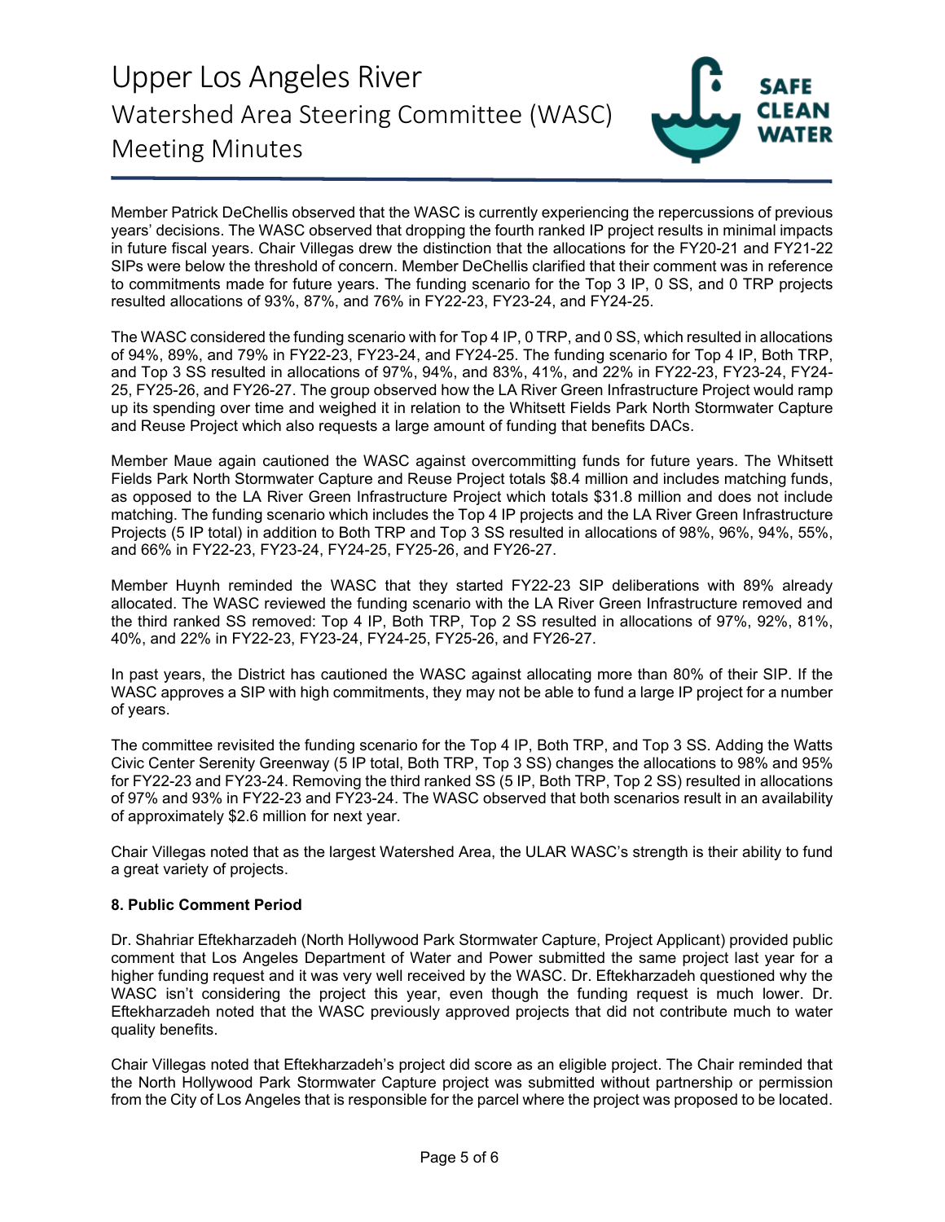Member Patrick DeChellis observed that the WASC is currently experiencing the repercussions of previous years' decisions. The WASC observed that dropping the fourth ranked IP project results in minimal impacts in future fiscal years. Chair Villegas drew the distinction that the allocations for the FY20-21 and FY21-22 SIPs were below the threshold of concern. Member DeChellis clarified that their comment was in reference to commitments made for future years. The funding scenario for the Top 3 IP, 0 SS, and 0 TRP projects resulted allocations of 93%, 87%, and 76% in FY22-23, FY23-24, and FY24-25.

The WASC considered the funding scenario with for Top 4 IP, 0 TRP, and 0 SS, which resulted in allocations of 94%, 89%, and 79% in FY22-23, FY23-24, and FY24-25. The funding scenario for Top 4 IP, Both TRP, and Top 3 SS resulted in allocations of 97%, 94%, and 83%, 41%, and 22% in FY22-23, FY23-24, FY24-25, FY25-26, and FY26-27. The group observed how the LA River Green Infrastructure Project would ramp up its spending over time and weighed it in relation to the Whitsett Fields Park North Stormwater Capture and Reuse Project which also requests a large amount of funding that benefits DACs.

Member Maue again cautioned the WASC against overcommitting funds for future years. The Whitsett Fields Park North Stormwater Capture and Reuse Project totals $8.4 million and includes matching funds, as opposed to the LA River Green Infrastructure Project which totals $31.8 million and does not include matching. The funding scenario which includes the Top 4 IP projects and the LA River Green Infrastructure Projects (5 IP total) in addition to Both TRP and Top 3 SS resulted in allocations of 98%, 96%, 94%, 55%, and 66% in FY22-23, FY23-24, FY24-25, FY25-26, and FY26-27.

Member Huynh reminded the WASC that they started FY22-23 SIP deliberations with 89% already allocated. The WASC reviewed the funding scenario with the LA River Green Infrastructure removed and the third ranked SS removed: Top 4 IP, Both TRP, Top 2 SS resulted in allocations of 97%, 92%, 81%, 40%, and 22% in FY22-23, FY23-24, FY24-25, FY25-26, and FY26-27.

In past years, the District has cautioned the WASC against allocating more than 80% of their SIP. If the WASC approves a SIP with high commitments, they may not be able to fund a large IP project for a number of years.

The committee revisited the funding scenario for the Top 4 IP, Both TRP, and Top 3 SS. Adding the Watts Civic Center Serenity Greenway (5 IP total, Both TRP, Top 3 SS) changes the allocations to 98% and 95% for FY22-23 and FY23-24. Removing the third ranked SS (5 IP, Both TRP, Top 2 SS) resulted in allocations of 97% and 93% in FY22-23 and FY23-24. The WASC observed that both scenarios result in an availability of approximately $2.6 million for next year.

Chair Villegas noted that as the largest Watershed Area, the ULAR WASC's strength is their ability to fund a great variety of projects.

**8. Public Comment Period**

Dr. Shahriar Eftekharzadeh (North Hollywood Park Stormwater Capture, Project Applicant) provided public comment that Los Angeles Department of Water and Power submitted the same project last year for a higher funding request and it was very well received by the WASC. Dr. Eftekharzadeh questioned why the WASC isn't considering the project this year, even though the funding request is much lower. Dr. Eftekharzadeh noted that the WASC previously approved projects that did not contribute much to water quality benefits.

Chair Villegas noted that Eftekharzadeh's project did score as an eligible project. The Chair reminded that the North Hollywood Park Stormwater Capture project was submitted without partnership or permission from the City of Los Angeles that is responsible for the parcel where the project was proposed to be located.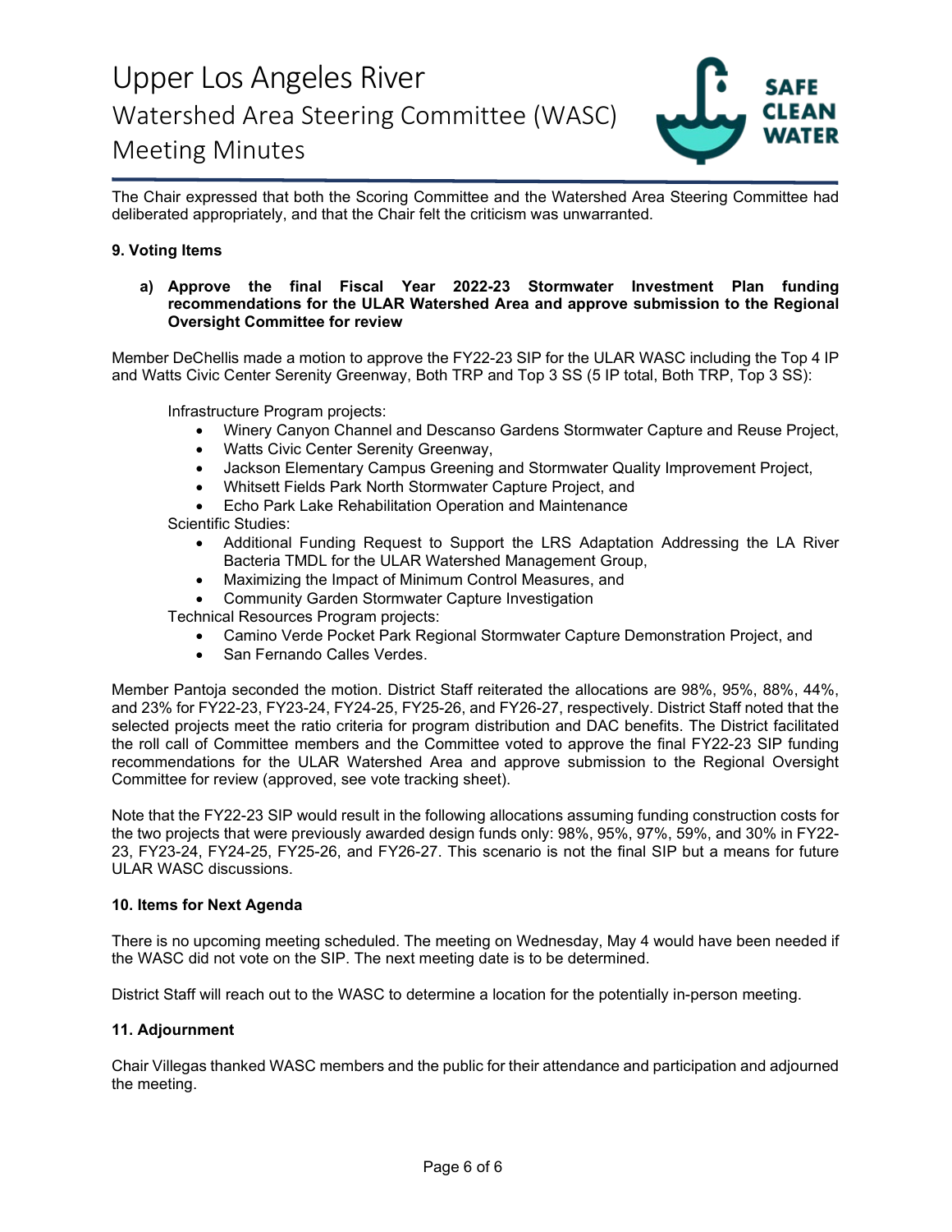The Chair expressed that both the Scoring Committee and the Watershed Area Steering Committee had deliberated appropriately, and that the Chair felt the criticism was unwarranted.

**9. Voting Items**

**a) Approve the final Fiscal Year 2022-23 Stormwater Investment Plan funding recommendations for the ULAR Watershed Area and approve submission to the Regional Oversight Committee for review**

Member DeChellis made a motion to approve the FY22-23 SIP for the ULAR WASC including the Top 4 IP and Watts Civic Center Serenity Greenway, Both TRP and Top 3 SS (5 IP total, Both TRP, Top 3 SS):

Infrastructure Program projects:

- Winery Canyon Channel and Descanso Gardens Stormwater Capture and Reuse Project,
- Watts Civic Center Serenity Greenway,
- Jackson Elementary Campus Greening and Stormwater Quality Improvement Project,
- Whitsett Fields Park North Stormwater Capture Project, and
- Echo Park Lake Rehabilitation Operation and Maintenance

Scientific Studies:

- Additional Funding Request to Support the LRS Adaptation Addressing the LA River Bacteria TMDL for the ULAR Watershed Management Group,
- Maximizing the Impact of Minimum Control Measures, and
- Community Garden Stormwater Capture Investigation

Technical Resources Program projects:

- Camino Verde Pocket Park Regional Stormwater Capture Demonstration Project, and
- San Fernando Calles Verdes.

Member Pantoja seconded the motion. District Staff reiterated the allocations are 98%, 95%, 88%, 44%, and 23% for FY22-23, FY23-24, FY24-25, FY25-26, and FY26-27, respectively. District Staff noted that the selected projects meet the ratio criteria for program distribution and DAC benefits. The District facilitated the roll call of Committee members and the Committee voted to approve the final FY22-23 SIP funding recommendations for the ULAR Watershed Area and approve submission to the Regional Oversight Committee for review (approved, see vote tracking sheet).

Note that the FY22-23 SIP would result in the following allocations assuming funding construction costs for the two projects that were previously awarded design funds only: 98%, 95%, 97%, 59%, and 30% in FY22-23, FY23-24, FY24-25, FY25-26, and FY26-27. This scenario is not the final SIP but a means for future ULAR WASC discussions.

**10. Items for Next Agenda**

There is no upcoming meeting scheduled. The meeting on Wednesday, May 4 would have been needed if the WASC did not vote on the SIP. The next meeting date is to be determined.

District Staff will reach out to the WASC to determine a location for the potentially in-person meeting.

**11. Adjournment**

Chair Villegas thanked WASC members and the public for their attendance and participation and adjourned the meeting.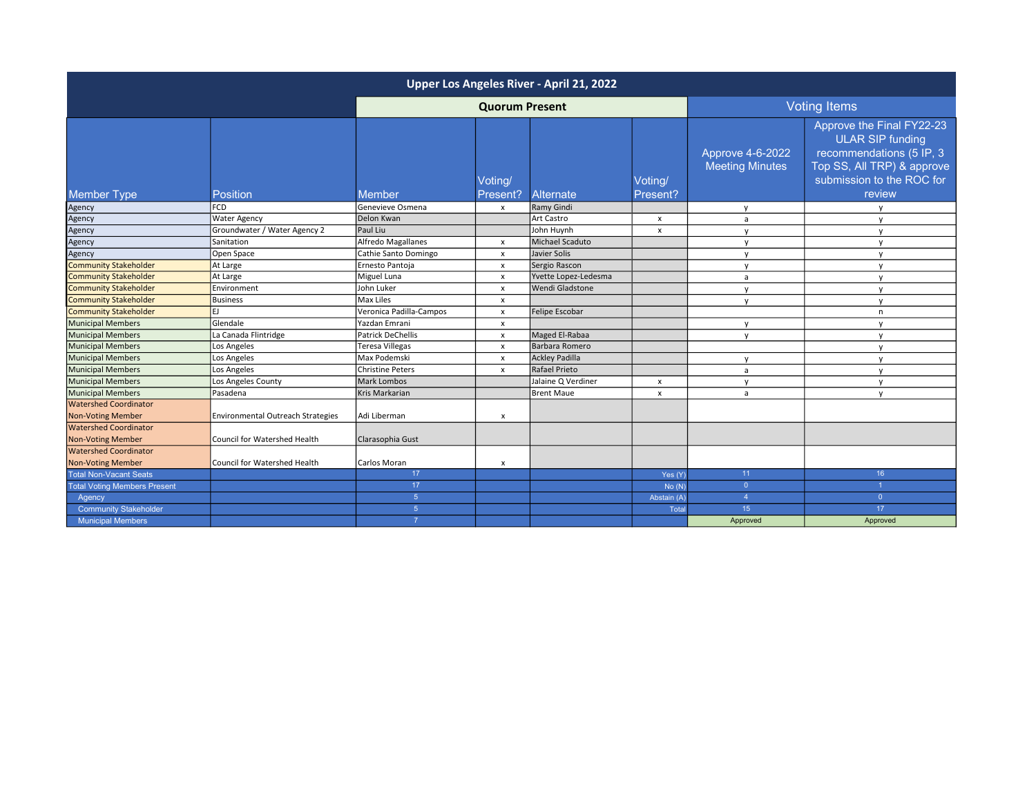## Upper Los Angeles River - April 21, 2022

| Member Type | Position | Member | Voting/ Present? | Alternate | Voting/ Present? | Approve 4-6-2022 Meeting Minutes | Approve the Final FY22-23 ULAR SIP funding recommendations (5 IP, 3 Top SS, All TRP) & approve submission to the ROC for review |
|---|---|---|---|---|---|---|---|
| | | | Quorum Present | | | Voting Items | |
| Agency | FCD | Genevieve Osmena | x | Ramy Gindi | | y | y |
| Agency | Water Agency | Delon Kwan | | Art Castro | x | a | y |
| Agency | Groundwater / Water Agency 2 | Paul Liu | | John Huynh | x | y | y |
| Agency | Sanitation | Alfredo Magallanes | x | Michael Scaduto | | y | y |
| Agency | Open Space | Cathie Santo Domingo | x | Javier Solis | | y | y |
| Community Stakeholder | At Large | Ernesto Pantoja | x | Sergio Rascon | | y | y |
| Community Stakeholder | At Large | Miguel Luna | x | Yvette Lopez-Ledesma | | a | y |
| Community Stakeholder | Environment | John Luker | x | Wendi Gladstone | | y | y |
| Community Stakeholder | Business | Max Liles | x | | | y | y |
| Community Stakeholder | EJ | Veronica Padilla-Campos | x | Felipe Escobar | | | n |
| Municipal Members | Glendale | Yazdan Emrani | x | | | y | y |
| Municipal Members | La Canada Flintridge | Patrick DeChellis | x | Maged El-Rabaa | | y | y |
| Municipal Members | Los Angeles | Teresa Villegas | x | Barbara Romero | | | y |
| Municipal Members | Los Angeles | Max Podemski | x | Ackley Padilla | | y | y |
| Municipal Members | Los Angeles | Christine Peters | x | Rafael Prieto | | a | y |
| Municipal Members | Los Angeles County | Mark Lombos | | Jalaine Q Verdiner | x | y | y |
| Municipal Members | Pasadena | Kris Markarian | | Brent Maue | x | a | y |
| Watershed Coordinator Non-Voting Member | Environmental Outreach Strategies | Adi Liberman | x | | | | |
| Watershed Coordinator Non-Voting Member | Council for Watershed Health | Clarasophia Gust | | | | | |
| Watershed Coordinator Non-Voting Member | Council for Watershed Health | Carlos Moran | x | | | | |
| Total Non-Vacant Seats | | 17 | | | Yes (Y) | 11 | 16 |
| Total Voting Members Present | | 17 | | | No (N) | 0 | 1 |
| Agency | | 5 | | | Abstain (A) | 4 | 0 |
| Community Stakeholder | | 5 | | | Total | 15 | 17 |
| Municipal Members | | 7 | | | | Approved | Approved |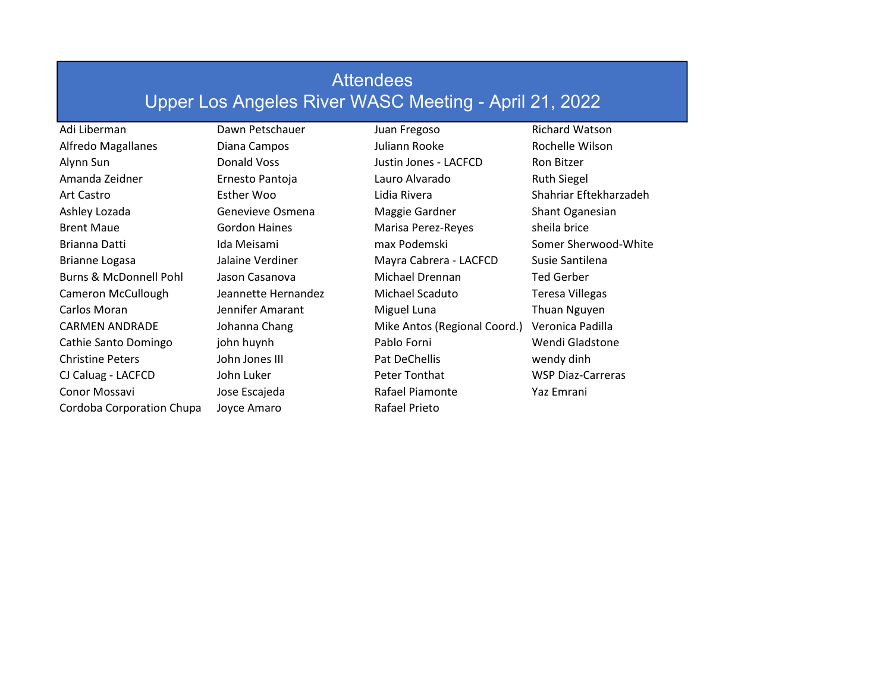# Attendees

## Upper Los Angeles River WASC Meeting - April 21, 2022

| | | | |
|---|---|---|---|
| Adi Liberman | Dawn Petschauer | Juan Fregoso | Richard Watson |
| Alfredo Magallanes | Diana Campos | Juliann Rooke | Rochelle Wilson |
| Alynn Sun | Donald Voss | Justin Jones - LACFCD | Ron Bitzer |
| Amanda Zeidner | Ernesto Pantoja | Lauro Alvarado | Ruth Siegel |
| Art Castro | Esther Woo | Lidia Rivera | Shahriar Eftekharzadeh |
| Ashley Lozada | Genevieve Osmena | Maggie Gardner | Shant Oganesian |
| Brent Maue | Gordon Haines | Marisa Perez-Reyes | sheila brice |
| Brianna Datti | Ida Meisami | max Podemski | Somer Sherwood-White |
| Brianne Logasa | Jalaine Verdiner | Mayra Cabrera - LACFCD | Susie Santilena |
| Burns & McDonnell Pohl | Jason Casanova | Michael Drennan | Ted Gerber |
| Cameron McCullough | Jeannette Hernandez | Michael Scaduto | Teresa Villegas |
| Carlos Moran | Jennifer Amarant | Miguel Luna | Thuan Nguyen |
| CARMEN ANDRADE | Johanna Chang | Mike Antos (Regional Coord.) | Veronica Padilla |
| Cathie Santo Domingo | john huynh | Pablo Forni | Wendi Gladstone |
| Christine Peters | John Jones III | Pat DeChellis | wendy dinh |
| CJ Caluag - LACFCD | John Luker | Peter Tonthat | WSP Diaz-Carreras |
| Conor Mossavi | Jose Escajeda | Rafael Piamonte | Yaz Emrani |
| Cordoba Corporation Chupa | Joyce Amaro | Rafael Prieto | |